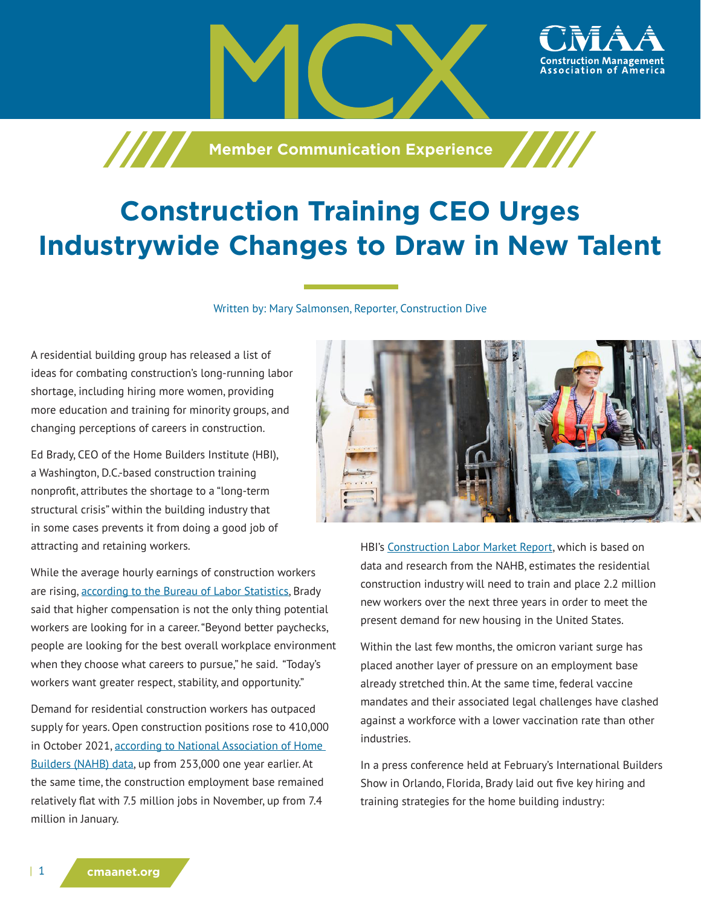# Construction Training CEO Urges Industrywide Changes to Draw in New Talent

Written by: Mary Salmonsen, Reporter, Construction Dive

A residential building group has released a list of ideas for combating construction's long-running labor shortage, including hiring more women, providing more education and training for minority groups, and changing perceptions of careers in construction.

Ed Brady, CEO of the Home Builders Institute (HBI), a Washington, D.C.-based construction training nonprofit, attributes the shortage to a "long-term structural crisis" within the building industry that in some cases prevents it from doing a good job of attracting and retaining workers.

While the average hourly earnings of construction workers are rising, according to the Bureau of Labor Statistics, Brady said that higher compensation is not the only thing potential workers are looking for in a career. "Beyond better paychecks, people are looking for the best overall workplace environment when they choose what careers to pursue," he said. "Today's workers want greater respect, stability, and opportunity."

Demand for residential construction workers has outpaced supply for years. Open construction positions rose to 410,000 in October 2021, according to National Association of Home Builders (NAHB) data, up from 253,000 one year earlier. At the same time, the construction employment base remained relatively flat with 7.5 million jobs in November, up from 7.4 million in January.

HBI's Construction Labor Market Report, which is based on data and research from the NAHB, estimates the residential construction industry will need to train and place 2.2 million new workers over the next three years in order to meet the present demand for new housing in the United States.

Within the last few months, the omicron variant surge has placed another layer of pressure on an employment base already stretched thin. At the same time, federal vaccine mandates and their associated legal challenges have clashed against a workforce with a lower vaccination rate than other industries.

In a press conference held at February's International Builders Show in Orlando, Florida, Brady laid out five key hiring and training strategies for the home building industry: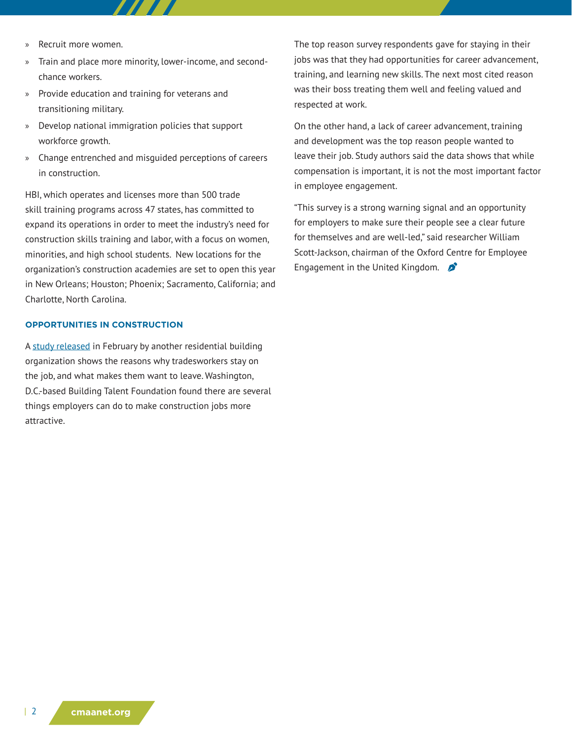- Recruit more women.
- Train and place more minority, lower-income, and second-chance workers.
- Provide education and training for veterans and transitioning military.
- Develop national immigration policies that support workforce growth.
- Change entrenched and misguided perceptions of careers in construction.

HBI, which operates and licenses more than 500 trade skill training programs across 47 states, has committed to expand its operations in order to meet the industry's need for construction skills training and labor, with a focus on women, minorities, and high school students. New locations for the organization's construction academies are set to open this year in New Orleans; Houston; Phoenix; Sacramento, California; and Charlotte, North Carolina.

### OPPORTUNITIES IN CONSTRUCTION

A study released in February by another residential building organization shows the reasons why tradesworkers stay on the job, and what makes them want to leave. Washington, D.C.-based Building Talent Foundation found there are several things employers can do to make construction jobs more attractive.

The top reason survey respondents gave for staying in their jobs was that they had opportunities for career advancement, training, and learning new skills. The next most cited reason was their boss treating them well and feeling valued and respected at work.

On the other hand, a lack of career advancement, training and development was the top reason people wanted to leave their job. Study authors said the data shows that while compensation is important, it is not the most important factor in employee engagement.

"This survey is a strong warning signal and an opportunity for employers to make sure their people see a clear future for themselves and are well-led," said researcher William Scott-Jackson, chairman of the Oxford Centre for Employee Engagement in the United Kingdom.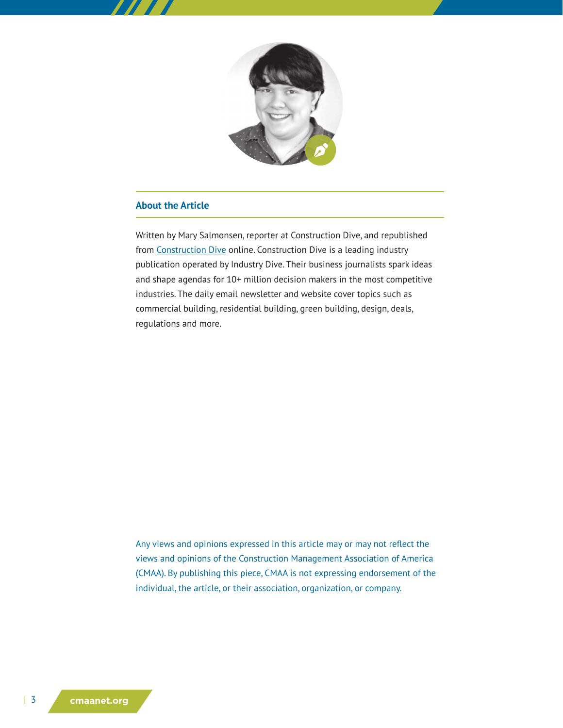## About the Article

Written by Mary Salmonsen, reporter at Construction Dive, and republished from Construction Dive online. Construction Dive is a leading industry publication operated by Industry Dive. Their business journalists spark ideas and shape agendas for 10+ million decision makers in the most competitive industries. The daily email newsletter and website cover topics such as commercial building, residential building, green building, design, deals, regulations and more.

Any views and opinions expressed in this article may or may not reflect the views and opinions of the Construction Management Association of America (CMAA). By publishing this piece, CMAA is not expressing endorsement of the individual, the article, or their association, organization, or company.